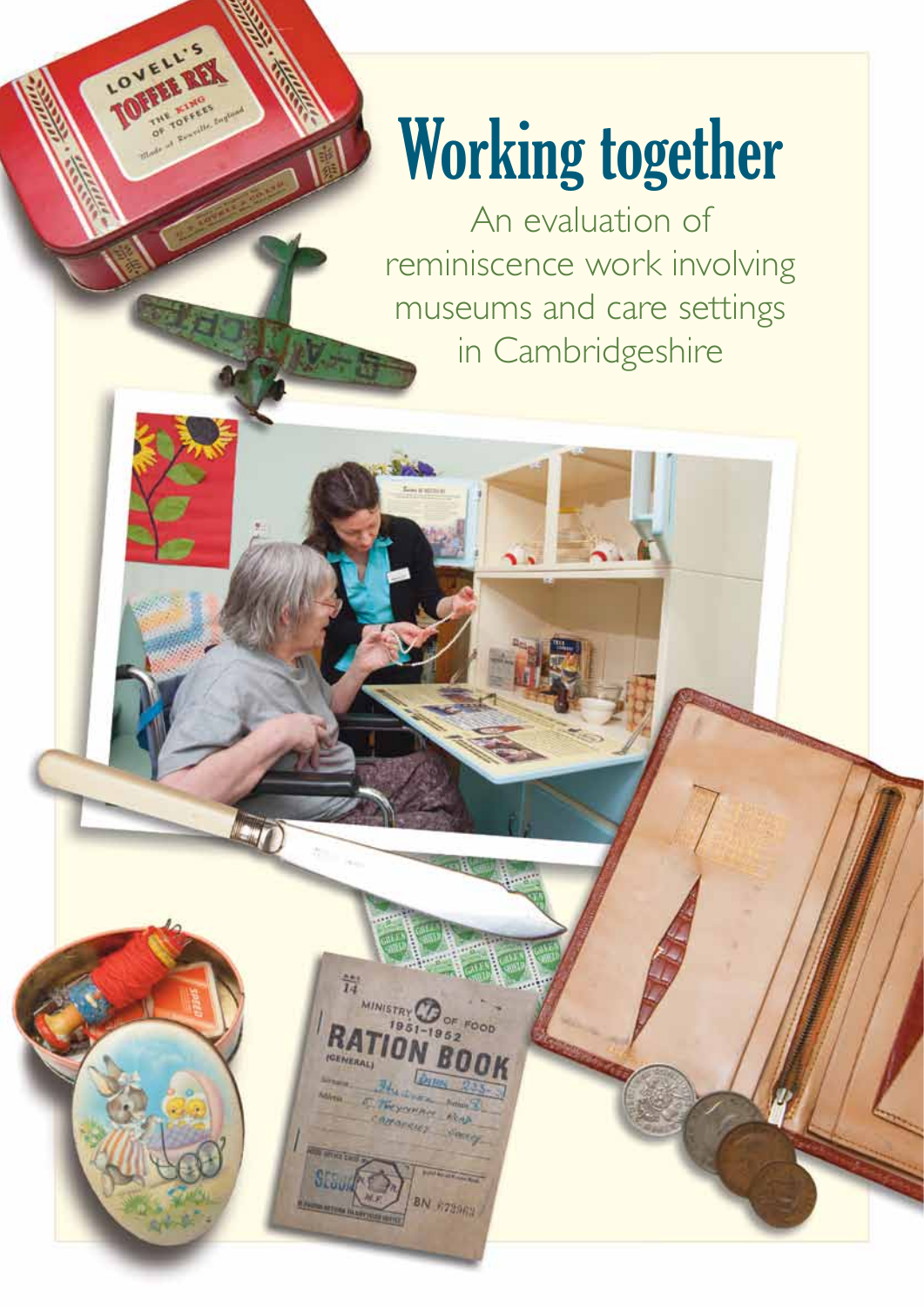# Working together

An evaluation of reminiscence work involving museums and care settings in Cambridgeshire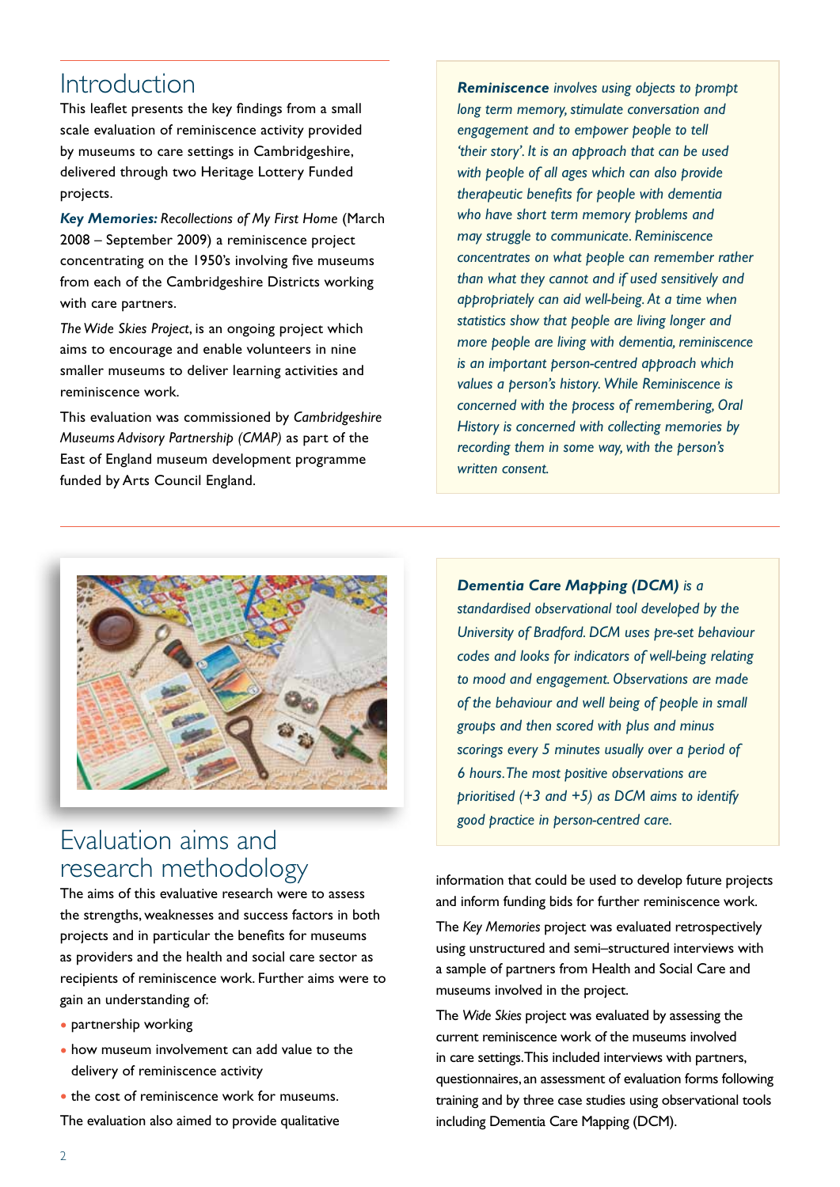## Introduction

This leaflet presents the key findings from a small scale evaluation of reminiscence activity provided by museums to care settings in Cambridgeshire, delivered through two Heritage Lottery Funded projects.

***Key Memories:*** *Recollections of My First Home* (March 2008 – September 2009) a reminiscence project concentrating on the 1950's involving five museums from each of the Cambridgeshire Districts working with care partners.

*The Wide Skies Project*, is an ongoing project which aims to encourage and enable volunteers in nine smaller museums to deliver learning activities and reminiscence work.

This evaluation was commissioned by *Cambridgeshire Museums Advisory Partnership (CMAP)* as part of the East of England museum development programme funded by Arts Council England.

> ***Reminiscence*** *involves using objects to prompt long term memory, stimulate conversation and engagement and to empower people to tell 'their story'. It is an approach that can be used with people of all ages which can also provide therapeutic benefits for people with dementia who have short term memory problems and may struggle to communicate. Reminiscence concentrates on what people can remember rather than what they cannot and if used sensitively and appropriately can aid well-being. At a time when statistics show that people are living longer and more people are living with dementia, reminiscence is an important person-centred approach which values a person's history. While Reminiscence is concerned with the process of remembering, Oral History is concerned with collecting memories by recording them in some way, with the person's written consent.*

> ***Dementia Care Mapping (DCM)*** *is a standardised observational tool developed by the University of Bradford. DCM uses pre-set behaviour codes and looks for indicators of well-being relating to mood and engagement. Observations are made of the behaviour and well being of people in small groups and then scored with plus and minus scorings every 5 minutes usually over a period of 6 hours. The most positive observations are prioritised (+3 and +5) as DCM aims to identify good practice in person-centred care.*

## Evaluation aims and research methodology

The aims of this evaluative research were to assess the strengths, weaknesses and success factors in both projects and in particular the benefits for museums as providers and the health and social care sector as recipients of reminiscence work. Further aims were to gain an understanding of:

- partnership working
- how museum involvement can add value to the delivery of reminiscence activity
- the cost of reminiscence work for museums.

The evaluation also aimed to provide qualitative information that could be used to develop future projects and inform funding bids for further reminiscence work.

The *Key Memories* project was evaluated retrospectively using unstructured and semi–structured interviews with a sample of partners from Health and Social Care and museums involved in the project.

The *Wide Skies* project was evaluated by assessing the current reminiscence work of the museums involved in care settings. This included interviews with partners, questionnaires, an assessment of evaluation forms following training and by three case studies using observational tools including Dementia Care Mapping (DCM).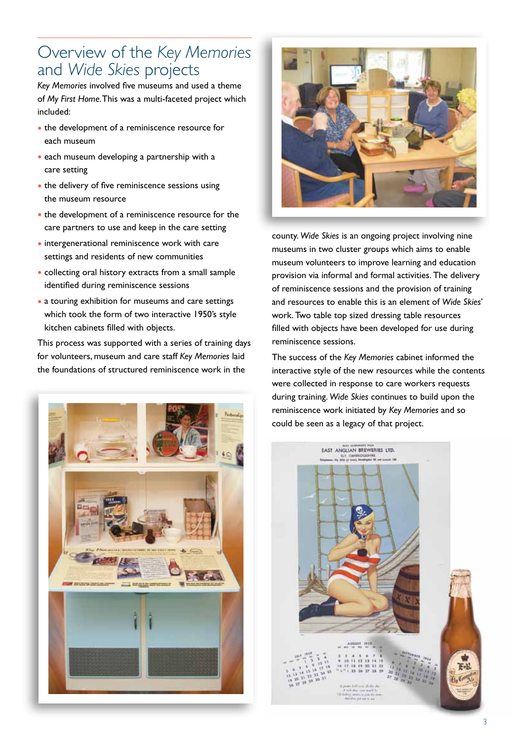# Overview of the *Key Memories* and *Wide Skies* projects

*Key Memories* involved five museums and used a theme of *My First Home*. This was a multi-faceted project which included:

- the development of a reminiscence resource for each museum
- each museum developing a partnership with a care setting
- the delivery of five reminiscence sessions using the museum resource
- the development of a reminiscence resource for the care partners to use and keep in the care setting
- intergenerational reminiscence work with care settings and residents of new communities
- collecting oral history extracts from a small sample identified during reminiscence sessions
- a touring exhibition for museums and care settings which took the form of two interactive 1950's style kitchen cabinets filled with objects.

This process was supported with a series of training days for volunteers, museum and care staff *Key Memories* laid the foundations of structured reminiscence work in the county. *Wide Skies* is an ongoing project involving nine museums in two cluster groups which aims to enable museum volunteers to improve learning and education provision via informal and formal activities. The delivery of reminiscence sessions and the provision of training and resources to enable this is an element of *Wide Skies*' work. Two table top sized dressing table resources filled with objects have been developed for use during reminiscence sessions.

The success of the *Key Memories* cabinet informed the interactive style of the new resources while the contents were collected in response to care workers requests during training. *Wide Skies* continues to build upon the reminiscence work initiated by *Key Memories* and so could be seen as a legacy of that project.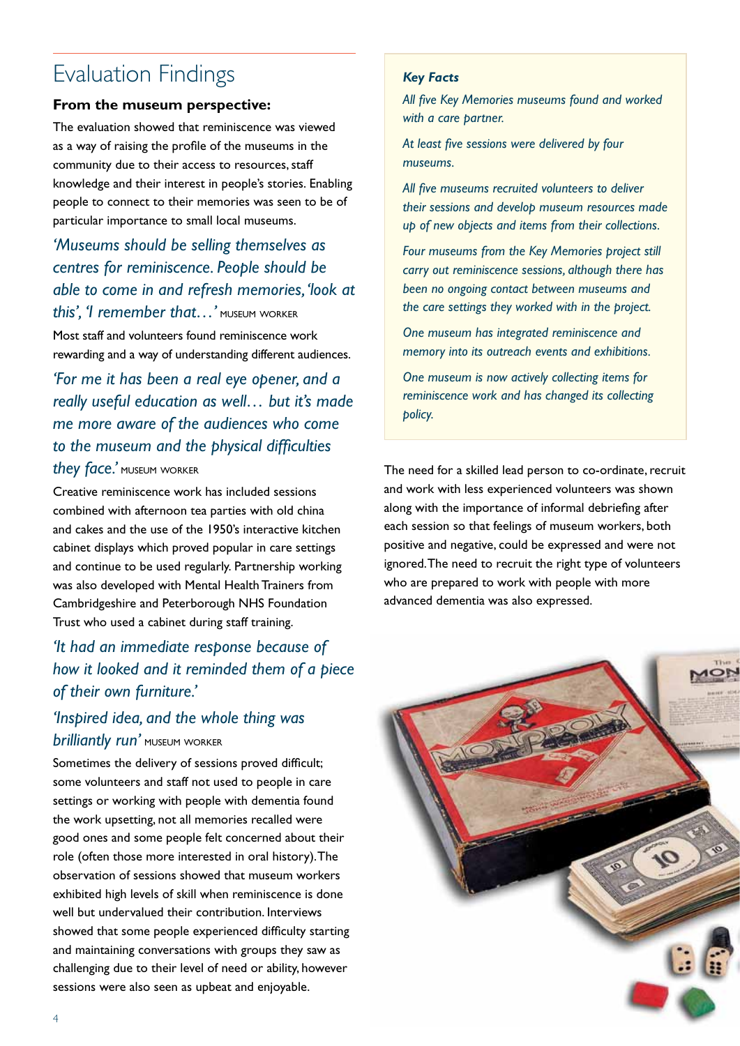# Evaluation Findings

**From the museum perspective:**

The evaluation showed that reminiscence was viewed as a way of raising the profile of the museums in the community due to their access to resources, staff knowledge and their interest in people's stories. Enabling people to connect to their memories was seen to be of particular importance to small local museums.

*'Museums should be selling themselves as centres for reminiscence. People should be able to come in and refresh memories, 'look at this', 'I remember that…'* MUSEUM WORKER

Most staff and volunteers found reminiscence work rewarding and a way of understanding different audiences.

*'For me it has been a real eye opener, and a really useful education as well… but it's made me more aware of the audiences who come to the museum and the physical difficulties they face.'* MUSEUM WORKER

Creative reminiscence work has included sessions combined with afternoon tea parties with old china and cakes and the use of the 1950's interactive kitchen cabinet displays which proved popular in care settings and continue to be used regularly. Partnership working was also developed with Mental Health Trainers from Cambridgeshire and Peterborough NHS Foundation Trust who used a cabinet during staff training.

*'It had an immediate response because of how it looked and it reminded them of a piece of their own furniture.'*

*'Inspired idea, and the whole thing was brilliantly run'* MUSEUM WORKER

Sometimes the delivery of sessions proved difficult; some volunteers and staff not used to people in care settings or working with people with dementia found the work upsetting, not all memories recalled were good ones and some people felt concerned about their role (often those more interested in oral history). The observation of sessions showed that museum workers exhibited high levels of skill when reminiscence is done well but undervalued their contribution. Interviews showed that some people experienced difficulty starting and maintaining conversations with groups they saw as challenging due to their level of need or ability, however sessions were also seen as upbeat and enjoyable.

***Key Facts***

*All five Key Memories museums found and worked with a care partner.*

*At least five sessions were delivered by four museums.*

*All five museums recruited volunteers to deliver their sessions and develop museum resources made up of new objects and items from their collections.*

*Four museums from the Key Memories project still carry out reminiscence sessions, although there has been no ongoing contact between museums and the care settings they worked with in the project.*

*One museum has integrated reminiscence and memory into its outreach events and exhibitions.*

*One museum is now actively collecting items for reminiscence work and has changed its collecting policy.*

The need for a skilled lead person to co-ordinate, recruit and work with less experienced volunteers was shown along with the importance of informal debriefing after each session so that feelings of museum workers, both positive and negative, could be expressed and were not ignored. The need to recruit the right type of volunteers who are prepared to work with people with more advanced dementia was also expressed.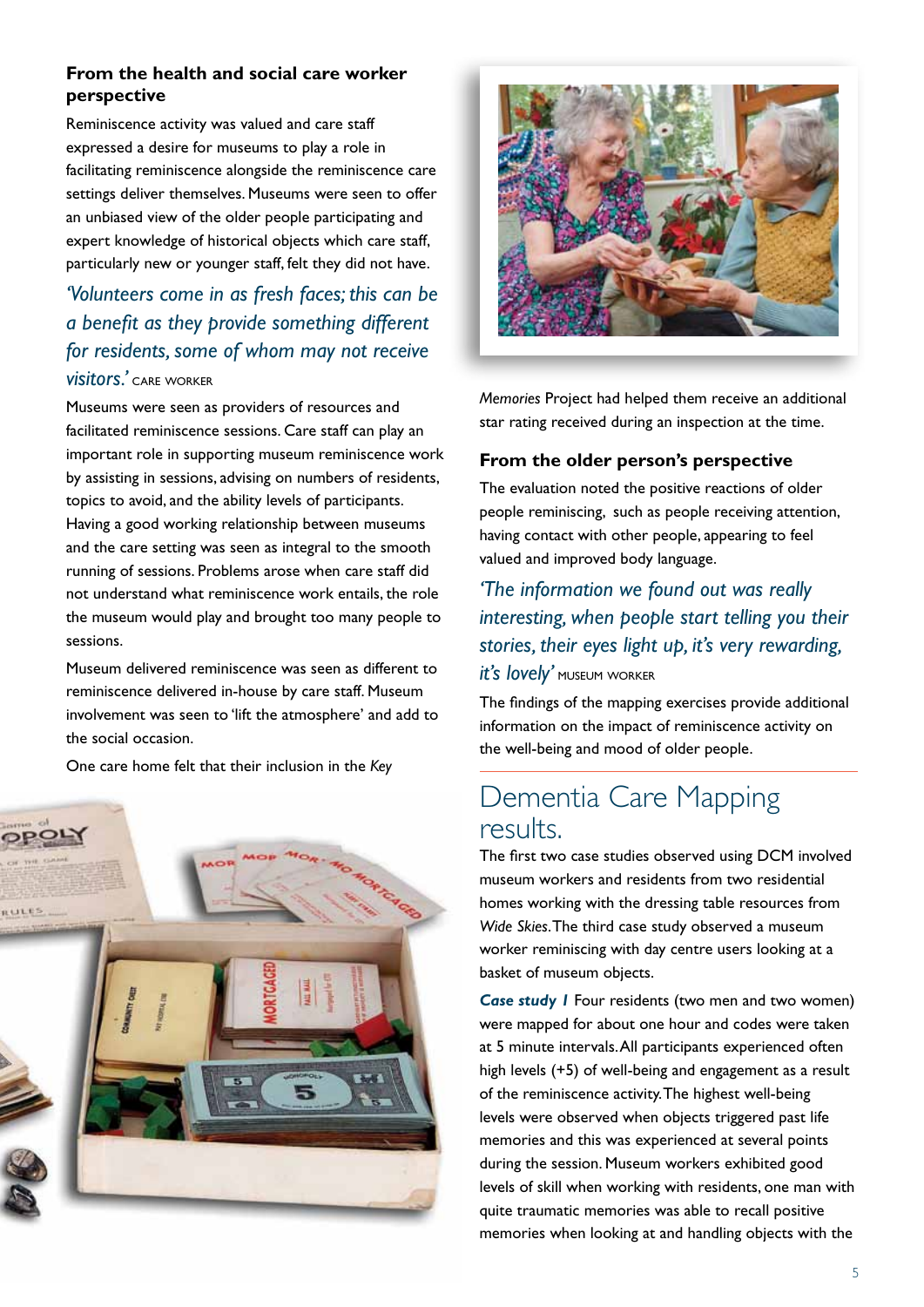### From the health and social care worker perspective

Reminiscence activity was valued and care staff expressed a desire for museums to play a role in facilitating reminiscence alongside the reminiscence care settings deliver themselves. Museums were seen to offer an unbiased view of the older people participating and expert knowledge of historical objects which care staff, particularly new or younger staff, felt they did not have.

*'Volunteers come in as fresh faces; this can be a benefit as they provide something different for residents, some of whom may not receive visitors.'* CARE WORKER

Museums were seen as providers of resources and facilitated reminiscence sessions. Care staff can play an important role in supporting museum reminiscence work by assisting in sessions, advising on numbers of residents, topics to avoid, and the ability levels of participants. Having a good working relationship between museums and the care setting was seen as integral to the smooth running of sessions. Problems arose when care staff did not understand what reminiscence work entails, the role the museum would play and brought too many people to sessions.

Museum delivered reminiscence was seen as different to reminiscence delivered in-house by care staff. Museum involvement was seen to 'lift the atmosphere' and add to the social occasion.

One care home felt that their inclusion in the *Key Memories* Project had helped them receive an additional star rating received during an inspection at the time.

### From the older person's perspective

The evaluation noted the positive reactions of older people reminiscing, such as people receiving attention, having contact with other people, appearing to feel valued and improved body language.

*'The information we found out was really interesting, when people start telling you their stories, their eyes light up, it's very rewarding, it's lovely'* MUSEUM WORKER

The findings of the mapping exercises provide additional information on the impact of reminiscence activity on the well-being and mood of older people.

## Dementia Care Mapping results.

The first two case studies observed using DCM involved museum workers and residents from two residential homes working with the dressing table resources from *Wide Skies*. The third case study observed a museum worker reminiscing with day centre users looking at a basket of museum objects.

***Case study 1*** Four residents (two men and two women) were mapped for about one hour and codes were taken at 5 minute intervals. All participants experienced often high levels (+5) of well-being and engagement as a result of the reminiscence activity. The highest well-being levels were observed when objects triggered past life memories and this was experienced at several points during the session. Museum workers exhibited good levels of skill when working with residents, one man with quite traumatic memories was able to recall positive memories when looking at and handling objects with the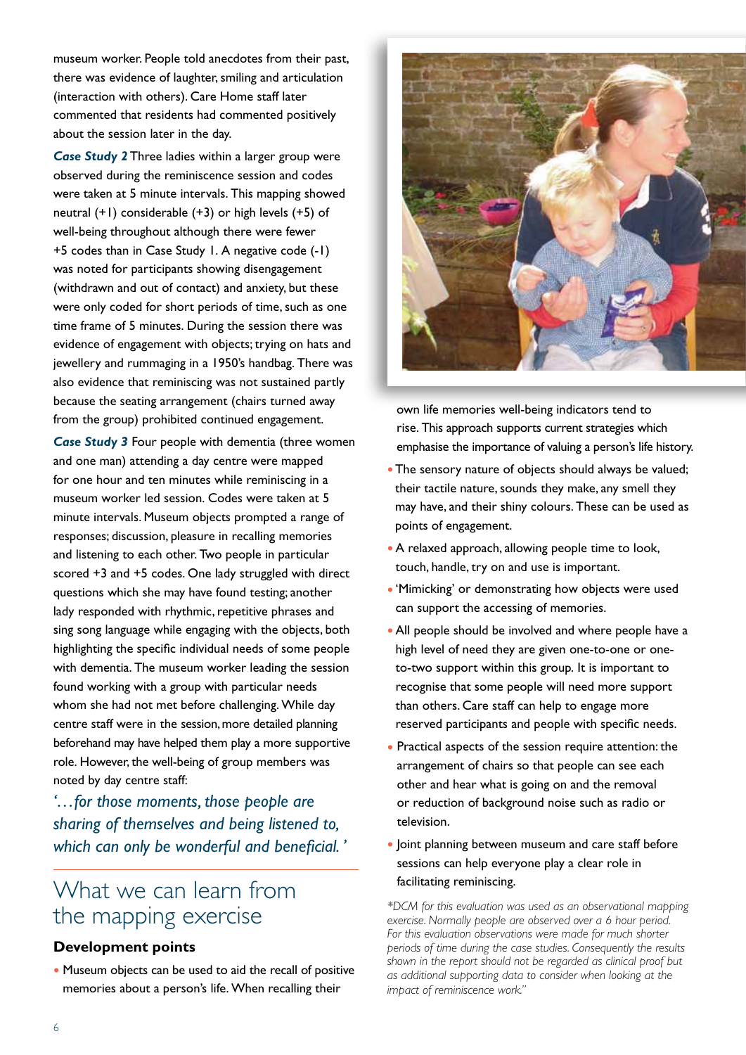museum worker. People told anecdotes from their past, there was evidence of laughter, smiling and articulation (interaction with others). Care Home staff later commented that residents had commented positively about the session later in the day.

***Case Study 2*** Three ladies within a larger group were observed during the reminiscence session and codes were taken at 5 minute intervals. This mapping showed neutral (+1) considerable (+3) or high levels (+5) of well-being throughout although there were fewer +5 codes than in Case Study 1. A negative code (-1) was noted for participants showing disengagement (withdrawn and out of contact) and anxiety, but these were only coded for short periods of time, such as one time frame of 5 minutes. During the session there was evidence of engagement with objects; trying on hats and jewellery and rummaging in a 1950's handbag. There was also evidence that reminiscing was not sustained partly because the seating arrangement (chairs turned away from the group) prohibited continued engagement.

***Case Study 3*** Four people with dementia (three women and one man) attending a day centre were mapped for one hour and ten minutes while reminiscing in a museum worker led session. Codes were taken at 5 minute intervals. Museum objects prompted a range of responses; discussion, pleasure in recalling memories and listening to each other. Two people in particular scored +3 and +5 codes. One lady struggled with direct questions which she may have found testing; another lady responded with rhythmic, repetitive phrases and sing song language while engaging with the objects, both highlighting the specific individual needs of some people with dementia. The museum worker leading the session found working with a group with particular needs whom she had not met before challenging. While day centre staff were in the session, more detailed planning beforehand may have helped them play a more supportive role. However, the well-being of group members was noted by day centre staff:

*'…for those moments, those people are sharing of themselves and being listened to, which can only be wonderful and beneficial.'*

## What we can learn from the mapping exercise

### Development points

- Museum objects can be used to aid the recall of positive memories about a person's life. When recalling their own life memories well-being indicators tend to rise. This approach supports current strategies which emphasise the importance of valuing a person's life history.
- The sensory nature of objects should always be valued; their tactile nature, sounds they make, any smell they may have, and their shiny colours. These can be used as points of engagement.
- A relaxed approach, allowing people time to look, touch, handle, try on and use is important.
- 'Mimicking' or demonstrating how objects were used can support the accessing of memories.
- All people should be involved and where people have a high level of need they are given one-to-one or one-to-two support within this group. It is important to recognise that some people will need more support than others. Care staff can help to engage more reserved participants and people with specific needs.
- Practical aspects of the session require attention: the arrangement of chairs so that people can see each other and hear what is going on and the removal or reduction of background noise such as radio or television.
- Joint planning between museum and care staff before sessions can help everyone play a clear role in facilitating reminiscing.

*\*DCM for this evaluation was used as an observational mapping exercise. Normally people are observed over a 6 hour period. For this evaluation observations were made for much shorter periods of time during the case studies. Consequently the results shown in the report should not be regarded as clinical proof but as additional supporting data to consider when looking at the impact of reminiscence work."*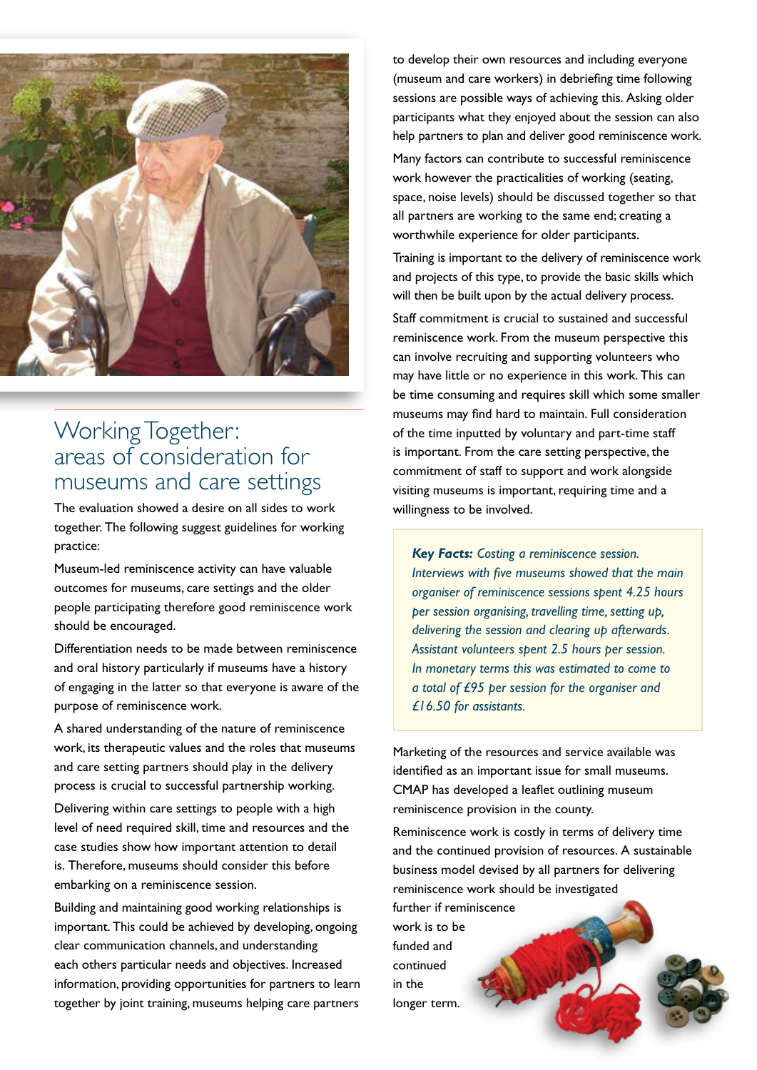## Working Together: areas of consideration for museums and care settings

The evaluation showed a desire on all sides to work together. The following suggest guidelines for working practice:

Museum-led reminiscence activity can have valuable outcomes for museums, care settings and the older people participating therefore good reminiscence work should be encouraged.

Differentiation needs to be made between reminiscence and oral history particularly if museums have a history of engaging in the latter so that everyone is aware of the purpose of reminiscence work.

A shared understanding of the nature of reminiscence work, its therapeutic values and the roles that museums and care setting partners should play in the delivery process is crucial to successful partnership working.

Delivering within care settings to people with a high level of need required skill, time and resources and the case studies show how important attention to detail is. Therefore, museums should consider this before embarking on a reminiscence session.

Building and maintaining good working relationships is important. This could be achieved by developing, ongoing clear communication channels, and understanding each others particular needs and objectives. Increased information, providing opportunities for partners to learn together by joint training, museums helping care partners to develop their own resources and including everyone (museum and care workers) in debriefing time following sessions are possible ways of achieving this. Asking older participants what they enjoyed about the session can also help partners to plan and deliver good reminiscence work.

Many factors can contribute to successful reminiscence work however the practicalities of working (seating, space, noise levels) should be discussed together so that all partners are working to the same end; creating a worthwhile experience for older participants.

Training is important to the delivery of reminiscence work and projects of this type, to provide the basic skills which will then be built upon by the actual delivery process.

Staff commitment is crucial to sustained and successful reminiscence work. From the museum perspective this can involve recruiting and supporting volunteers who may have little or no experience in this work. This can be time consuming and requires skill which some smaller museums may find hard to maintain. Full consideration of the time inputted by voluntary and part-time staff is important. From the care setting perspective, the commitment of staff to support and work alongside visiting museums is important, requiring time and a willingness to be involved.

> ***Key Facts:*** *Costing a reminiscence session. Interviews with five museums showed that the main organiser of reminiscence sessions spent 4.25 hours per session organising, travelling time, setting up, delivering the session and clearing up afterwards. Assistant volunteers spent 2.5 hours per session. In monetary terms this was estimated to come to a total of £95 per session for the organiser and £16.50 for assistants.*

Marketing of the resources and service available was identified as an important issue for small museums. CMAP has developed a leaflet outlining museum reminiscence provision in the county.

Reminiscence work is costly in terms of delivery time and the continued provision of resources. A sustainable business model devised by all partners for delivering reminiscence work should be investigated further if reminiscence work is to be funded and continued in the longer term.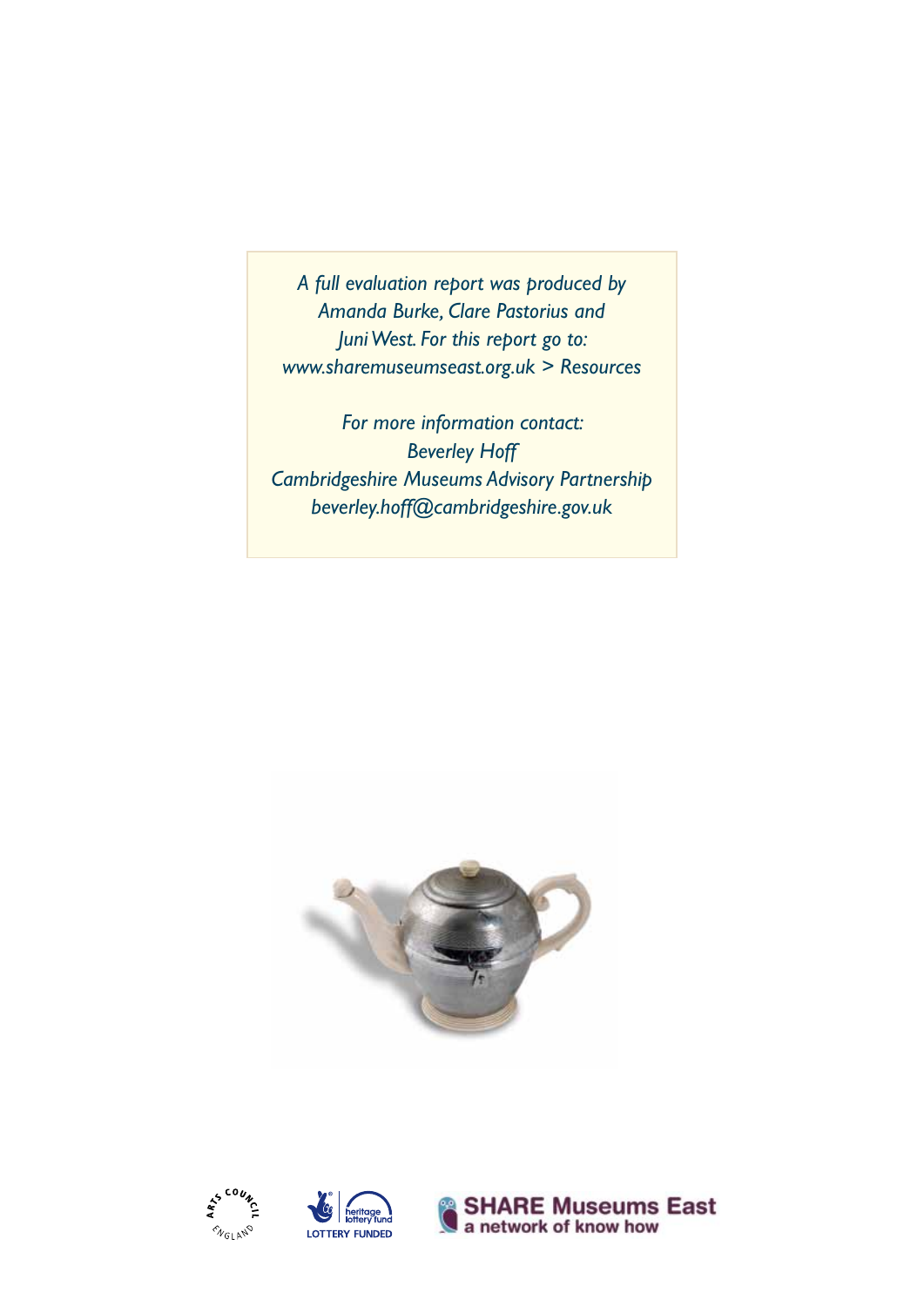*A full evaluation report was produced by Amanda Burke, Clare Pastorius and Juni West. For this report go to: www.sharemuseumseast.org.uk > Resources*

*For more information contact:*
*Beverley Hoff*
*Cambridgeshire Museums Advisory Partnership*
*beverley.hoff@cambridgeshire.gov.uk*

ARTS COUNCIL ENGLAND

heritage lottery fund LOTTERY FUNDED

SHARE Museums East
a network of know how